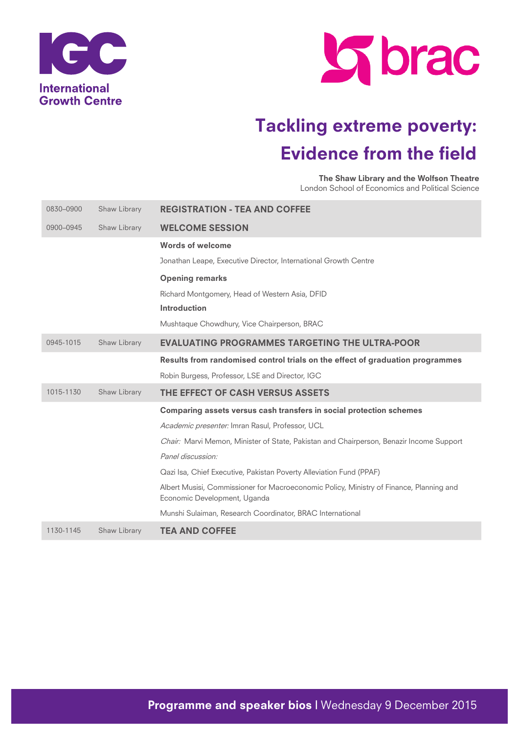International Growth Centre

brac

# Tackling extreme poverty: Evidence from the field

**The Shaw Library and the Wolfson Theatre**
London School of Economics and Political Science

| Time | Venue | Session |
|---|---|---|
| 0830–0900 | Shaw Library | **REGISTRATION - TEA AND COFFEE** |
| 0900–0945 | Shaw Library | **WELCOME SESSION** |
| | | **Words of welcome** |
| | | Jonathan Leape, Executive Director, International Growth Centre |
| | | **Opening remarks** |
| | | Richard Montgomery, Head of Western Asia, DFID |
| | | **Introduction** |
| | | Mushtaque Chowdhury, Vice Chairperson, BRAC |
| 0945-1015 | Shaw Library | **EVALUATING PROGRAMMES TARGETING THE ULTRA-POOR** |
| | | **Results from randomised control trials on the effect of graduation programmes** |
| | | Robin Burgess, Professor, LSE and Director, IGC |
| 1015-1130 | Shaw Library | **THE EFFECT OF CASH VERSUS ASSETS** |
| | | **Comparing assets versus cash transfers in social protection schemes** |
| | | *Academic presenter:* Imran Rasul, Professor, UCL |
| | | *Chair:* Marvi Memon, Minister of State, Pakistan and Chairperson, Benazir Income Support |
| | | *Panel discussion:* |
| | | Qazi Isa, Chief Executive, Pakistan Poverty Alleviation Fund (PPAF) |
| | | Albert Musisi, Commissioner for Macroeconomic Policy, Ministry of Finance, Planning and Economic Development, Uganda |
| | | Munshi Sulaiman, Research Coordinator, BRAC International |
| 1130-1145 | Shaw Library | **TEA AND COFFEE** |

**Programme and speaker bios** | Wednesday 9 December 2015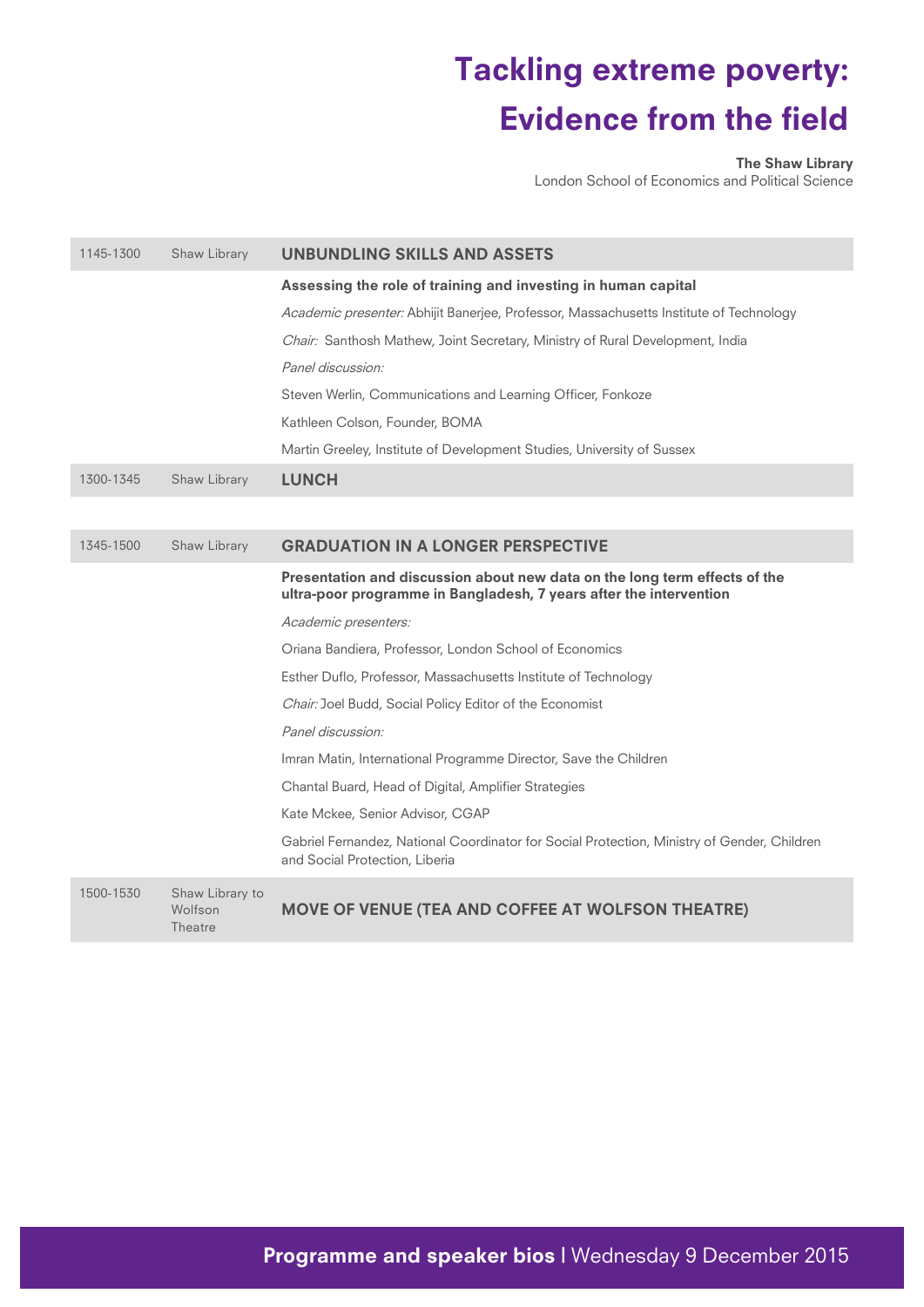# Tackling extreme poverty: Evidence from the field

**The Shaw Library**
London School of Economics and Political Science

| Time | Venue | Session |
|---|---|---|
| 1145-1300 | Shaw Library | **UNBUNDLING SKILLS AND ASSETS** |
| | | **Assessing the role of training and investing in human capital** |
| | | *Academic presenter:* Abhijit Banerjee, Professor, Massachusetts Institute of Technology |
| | | *Chair:* Santhosh Mathew, Joint Secretary, Ministry of Rural Development, India |
| | | *Panel discussion:* |
| | | Steven Werlin, Communications and Learning Officer, Fonkoze |
| | | Kathleen Colson, Founder, BOMA |
| | | Martin Greeley, Institute of Development Studies, University of Sussex |
| 1300-1345 | Shaw Library | **LUNCH** |
| 1345-1500 | Shaw Library | **GRADUATION IN A LONGER PERSPECTIVE** |
| | | **Presentation and discussion about new data on the long term effects of the ultra-poor programme in Bangladesh, 7 years after the intervention** |
| | | *Academic presenters:* |
| | | Oriana Bandiera, Professor, London School of Economics |
| | | Esther Duflo, Professor, Massachusetts Institute of Technology |
| | | *Chair:* Joel Budd, Social Policy Editor of the Economist |
| | | *Panel discussion:* |
| | | Imran Matin, International Programme Director, Save the Children |
| | | Chantal Buard, Head of Digital, Amplifier Strategies |
| | | Kate Mckee, Senior Advisor, CGAP |
| | | Gabriel Fernandez, National Coordinator for Social Protection, Ministry of Gender, Children and Social Protection, Liberia |
| 1500-1530 | Shaw Library to Wolfson Theatre | **MOVE OF VENUE (TEA AND COFFEE AT WOLFSON THEATRE)** |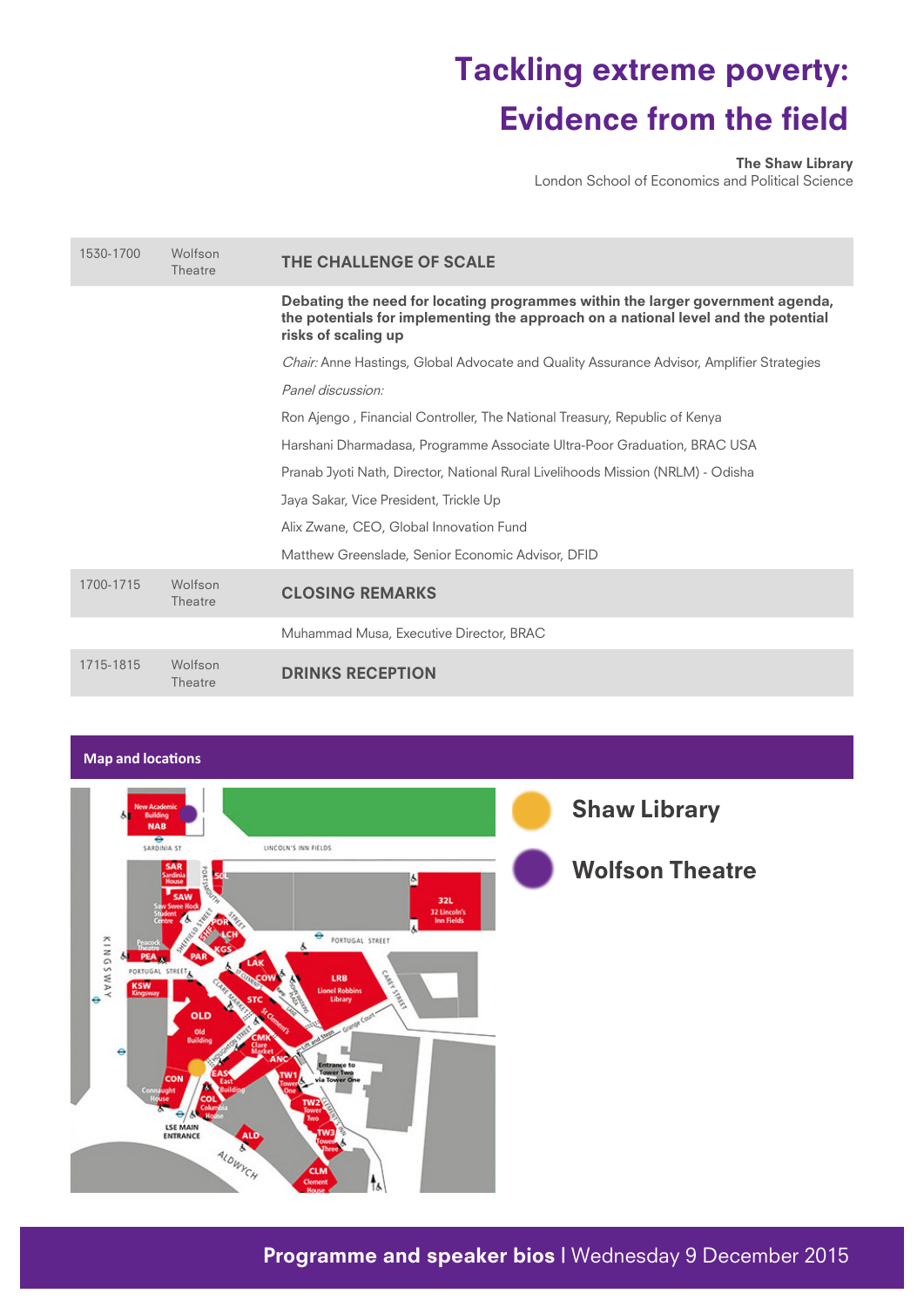# Tackling extreme poverty: Evidence from the field

**The Shaw Library**
London School of Economics and Political Science

| Time | Location | Session |
|---|---|---|
| 1530-1700 | Wolfson Theatre | **THE CHALLENGE OF SCALE** |
| | | **Debating the need for locating programmes within the larger government agenda, the potentials for implementing the approach on a national level and the potential risks of scaling up** |
| | | *Chair:* Anne Hastings, Global Advocate and Quality Assurance Advisor, Amplifier Strategies |
| | | *Panel discussion:* |
| | | Ron Ajengo , Financial Controller, The National Treasury, Republic of Kenya |
| | | Harshani Dharmadasa, Programme Associate Ultra-Poor Graduation, BRAC USA |
| | | Pranab Jyoti Nath, Director, National Rural Livelihoods Mission (NRLM) - Odisha |
| | | Jaya Sakar, Vice President, Trickle Up |
| | | Alix Zwane, CEO, Global Innovation Fund |
| | | Matthew Greenslade, Senior Economic Advisor, DFID |
| 1700-1715 | Wolfson Theatre | **CLOSING REMARKS** |
| | | Muhammad Musa, Executive Director, BRAC |
| 1715-1815 | Wolfson Theatre | **DRINKS RECEPTION** |

## Map and locations

- Shaw Library
- Wolfson Theatre

**Programme and speaker bios** | Wednesday 9 December 2015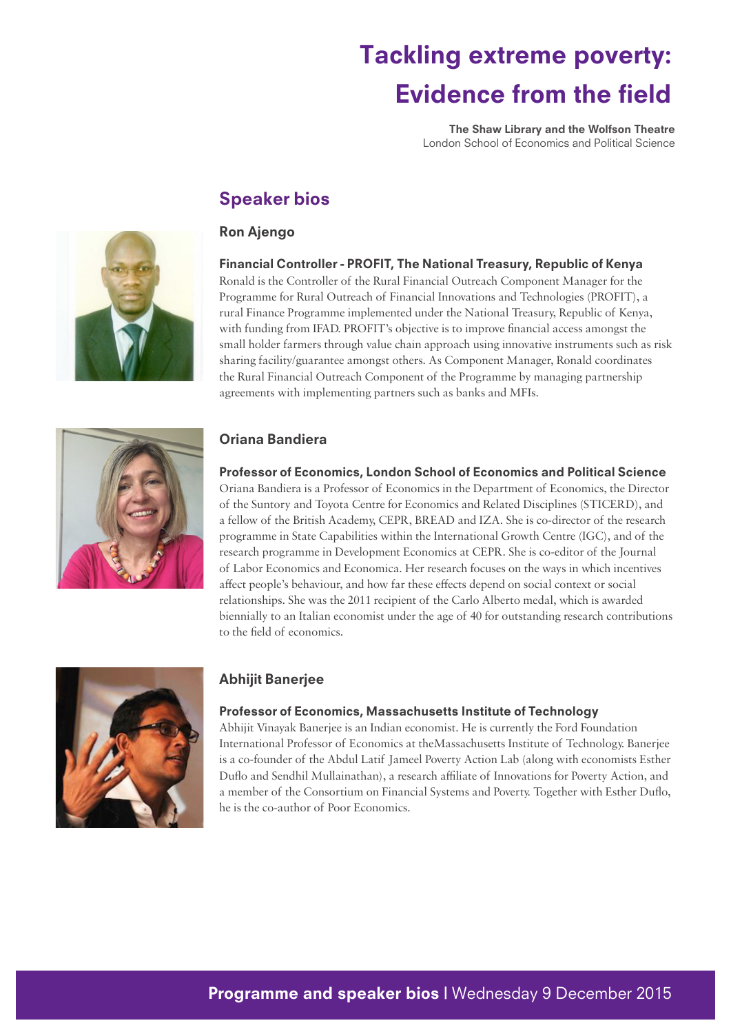# Tackling extreme poverty: Evidence from the field

**The Shaw Library and the Wolfson Theatre**
London School of Economics and Political Science

## Speaker bios

### Ron Ajengo

**Financial Controller - PROFIT, The National Treasury, Republic of Kenya**

Ronald is the Controller of the Rural Financial Outreach Component Manager for the Programme for Rural Outreach of Financial Innovations and Technologies (PROFIT), a rural Finance Programme implemented under the National Treasury, Republic of Kenya, with funding from IFAD. PROFIT's objective is to improve financial access amongst the small holder farmers through value chain approach using innovative instruments such as risk sharing facility/guarantee amongst others. As Component Manager, Ronald coordinates the Rural Financial Outreach Component of the Programme by managing partnership agreements with implementing partners such as banks and MFIs.

### Oriana Bandiera

**Professor of Economics, London School of Economics and Political Science**

Oriana Bandiera is a Professor of Economics in the Department of Economics, the Director of the Suntory and Toyota Centre for Economics and Related Disciplines (STICERD), and a fellow of the British Academy, CEPR, BREAD and IZA. She is co-director of the research programme in State Capabilities within the International Growth Centre (IGC), and of the research programme in Development Economics at CEPR. She is co-editor of the Journal of Labor Economics and Economica. Her research focuses on the ways in which incentives affect people's behaviour, and how far these effects depend on social context or social relationships. She was the 2011 recipient of the Carlo Alberto medal, which is awarded biennially to an Italian economist under the age of 40 for outstanding research contributions to the field of economics.

### Abhijit Banerjee

**Professor of Economics, Massachusetts Institute of Technology**

Abhijit Vinayak Banerjee is an Indian economist. He is currently the Ford Foundation International Professor of Economics at theMassachusetts Institute of Technology. Banerjee is a co-founder of the Abdul Latif Jameel Poverty Action Lab (along with economists Esther Duflo and Sendhil Mullainathan), a research affiliate of Innovations for Poverty Action, and a member of the Consortium on Financial Systems and Poverty. Together with Esther Duflo, he is the co-author of Poor Economics.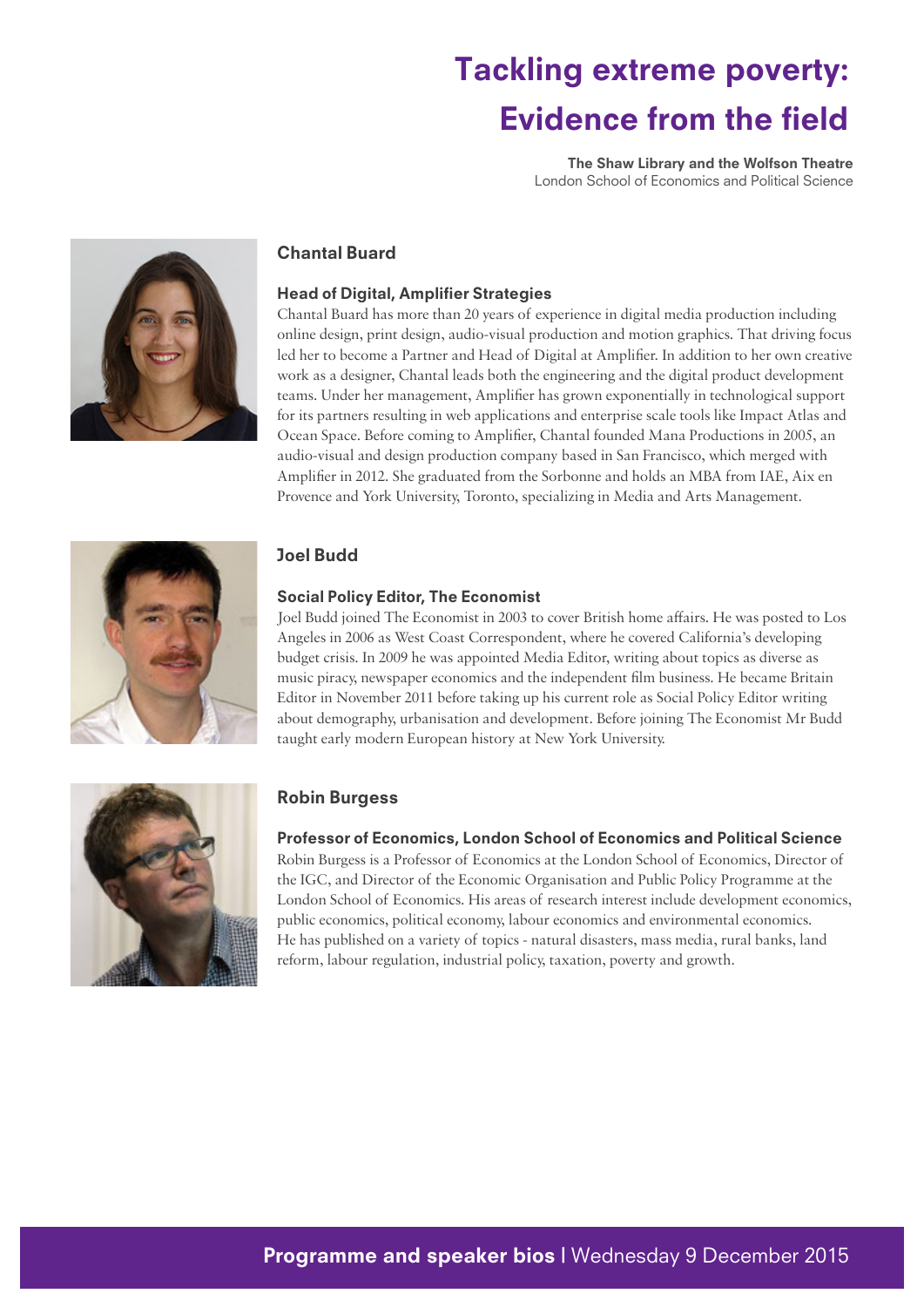# Tackling extreme poverty: Evidence from the field

**The Shaw Library and the Wolfson Theatre**
London School of Economics and Political Science

## Chantal Buard

### Head of Digital, Amplifier Strategies

Chantal Buard has more than 20 years of experience in digital media production including online design, print design, audio-visual production and motion graphics. That driving focus led her to become a Partner and Head of Digital at Amplifier. In addition to her own creative work as a designer, Chantal leads both the engineering and the digital product development teams. Under her management, Amplifier has grown exponentially in technological support for its partners resulting in web applications and enterprise scale tools like Impact Atlas and Ocean Space. Before coming to Amplifier, Chantal founded Mana Productions in 2005, an audio-visual and design production company based in San Francisco, which merged with Amplifier in 2012. She graduated from the Sorbonne and holds an MBA from IAE, Aix en Provence and York University, Toronto, specializing in Media and Arts Management.

## Joel Budd

### Social Policy Editor, The Economist

Joel Budd joined The Economist in 2003 to cover British home affairs. He was posted to Los Angeles in 2006 as West Coast Correspondent, where he covered California's developing budget crisis. In 2009 he was appointed Media Editor, writing about topics as diverse as music piracy, newspaper economics and the independent film business. He became Britain Editor in November 2011 before taking up his current role as Social Policy Editor writing about demography, urbanisation and development. Before joining The Economist Mr Budd taught early modern European history at New York University.

## Robin Burgess

### Professor of Economics, London School of Economics and Political Science

Robin Burgess is a Professor of Economics at the London School of Economics, Director of the IGC, and Director of the Economic Organisation and Public Policy Programme at the London School of Economics. His areas of research interest include development economics, public economics, political economy, labour economics and environmental economics. He has published on a variety of topics - natural disasters, mass media, rural banks, land reform, labour regulation, industrial policy, taxation, poverty and growth.

**Programme and speaker bios** | Wednesday 9 December 2015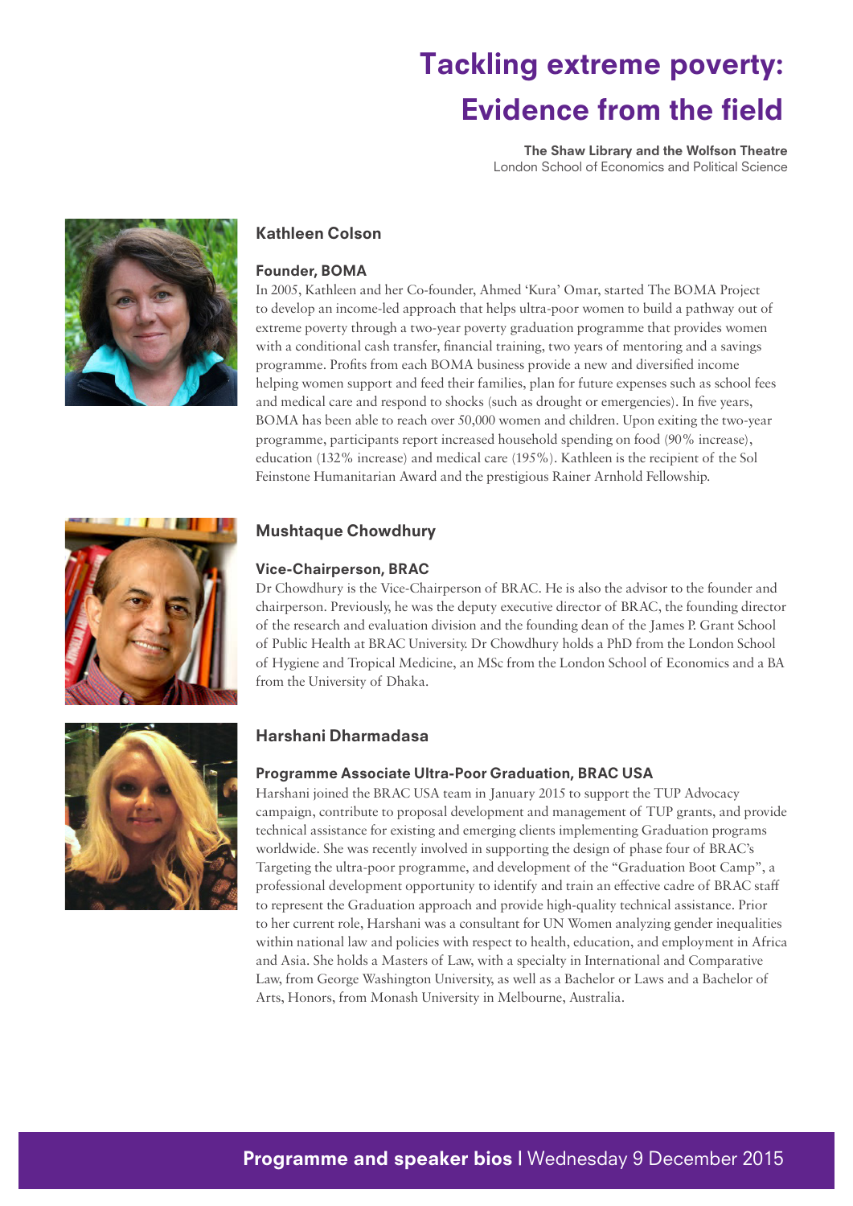# Tackling extreme poverty: Evidence from the field

**The Shaw Library and the Wolfson Theatre**
London School of Economics and Political Science

## Kathleen Colson

### Founder, BOMA

In 2005, Kathleen and her Co-founder, Ahmed 'Kura' Omar, started The BOMA Project to develop an income-led approach that helps ultra-poor women to build a pathway out of extreme poverty through a two-year poverty graduation programme that provides women with a conditional cash transfer, financial training, two years of mentoring and a savings programme. Profits from each BOMA business provide a new and diversified income helping women support and feed their families, plan for future expenses such as school fees and medical care and respond to shocks (such as drought or emergencies). In five years, BOMA has been able to reach over 50,000 women and children. Upon exiting the two-year programme, participants report increased household spending on food (90% increase), education (132% increase) and medical care (195%). Kathleen is the recipient of the Sol Feinstone Humanitarian Award and the prestigious Rainer Arnhold Fellowship.

## Mushtaque Chowdhury

### Vice-Chairperson, BRAC

Dr Chowdhury is the Vice-Chairperson of BRAC. He is also the advisor to the founder and chairperson. Previously, he was the deputy executive director of BRAC, the founding director of the research and evaluation division and the founding dean of the James P. Grant School of Public Health at BRAC University. Dr Chowdhury holds a PhD from the London School of Hygiene and Tropical Medicine, an MSc from the London School of Economics and a BA from the University of Dhaka.

## Harshani Dharmadasa

### Programme Associate Ultra-Poor Graduation, BRAC USA

Harshani joined the BRAC USA team in January 2015 to support the TUP Advocacy campaign, contribute to proposal development and management of TUP grants, and provide technical assistance for existing and emerging clients implementing Graduation programs worldwide. She was recently involved in supporting the design of phase four of BRAC's Targeting the ultra-poor programme, and development of the "Graduation Boot Camp", a professional development opportunity to identify and train an effective cadre of BRAC staff to represent the Graduation approach and provide high-quality technical assistance. Prior to her current role, Harshani was a consultant for UN Women analyzing gender inequalities within national law and policies with respect to health, education, and employment in Africa and Asia. She holds a Masters of Law, with a specialty in International and Comparative Law, from George Washington University, as well as a Bachelor or Laws and a Bachelor of Arts, Honors, from Monash University in Melbourne, Australia.

**Programme and speaker bios** | Wednesday 9 December 2015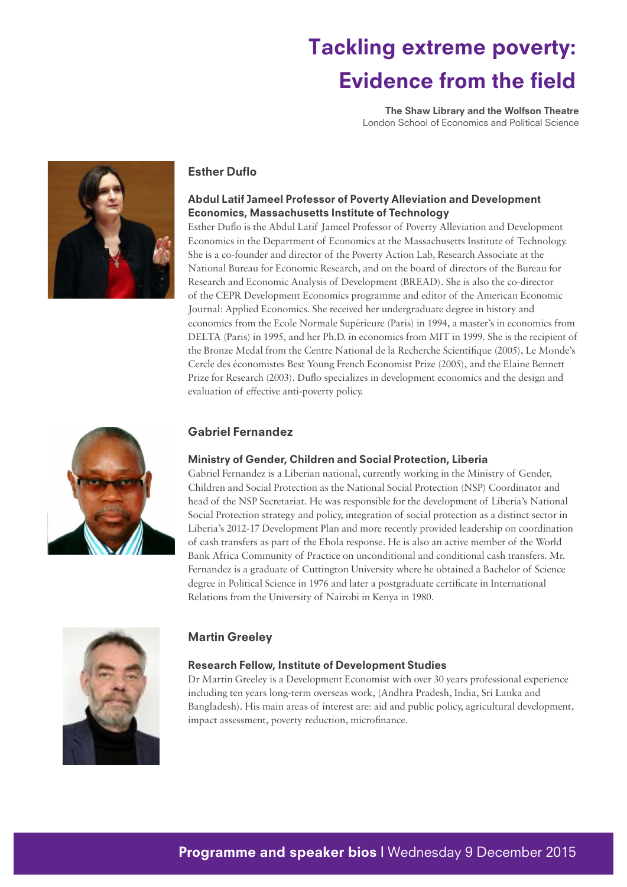# Tackling extreme poverty: Evidence from the field

**The Shaw Library and the Wolfson Theatre**
London School of Economics and Political Science

## Esther Duflo

### Abdul Latif Jameel Professor of Poverty Alleviation and Development Economics, Massachusetts Institute of Technology

Esther Duflo is the Abdul Latif Jameel Professor of Poverty Alleviation and Development Economics in the Department of Economics at the Massachusetts Institute of Technology. She is a co-founder and director of the Poverty Action Lab, Research Associate at the National Bureau for Economic Research, and on the board of directors of the Bureau for Research and Economic Analysis of Development (BREAD). She is also the co-director of the CEPR Development Economics programme and editor of the American Economic Journal: Applied Economics. She received her undergraduate degree in history and economics from the Ecole Normale Supérieure (Paris) in 1994, a master's in economics from DELTA (Paris) in 1995, and her Ph.D. in economics from MIT in 1999. She is the recipient of the Bronze Medal from the Centre National de la Recherche Scientifique (2005), Le Monde's Cercle des économistes Best Young French Economist Prize (2005), and the Elaine Bennett Prize for Research (2003). Duflo specializes in development economics and the design and evaluation of effective anti-poverty policy.

## Gabriel Fernandez

### Ministry of Gender, Children and Social Protection, Liberia

Gabriel Fernandez is a Liberian national, currently working in the Ministry of Gender, Children and Social Protection as the National Social Protection (NSP) Coordinator and head of the NSP Secretariat. He was responsible for the development of Liberia's National Social Protection strategy and policy, integration of social protection as a distinct sector in Liberia's 2012-17 Development Plan and more recently provided leadership on coordination of cash transfers as part of the Ebola response. He is also an active member of the World Bank Africa Community of Practice on unconditional and conditional cash transfers. Mr. Fernandez is a graduate of Cuttington University where he obtained a Bachelor of Science degree in Political Science in 1976 and later a postgraduate certificate in International Relations from the University of Nairobi in Kenya in 1980.

## Martin Greeley

### Research Fellow, Institute of Development Studies

Dr Martin Greeley is a Development Economist with over 30 years professional experience including ten years long-term overseas work, (Andhra Pradesh, India, Sri Lanka and Bangladesh). His main areas of interest are: aid and public policy, agricultural development, impact assessment, poverty reduction, microfinance.

**Programme and speaker bios** | Wednesday 9 December 2015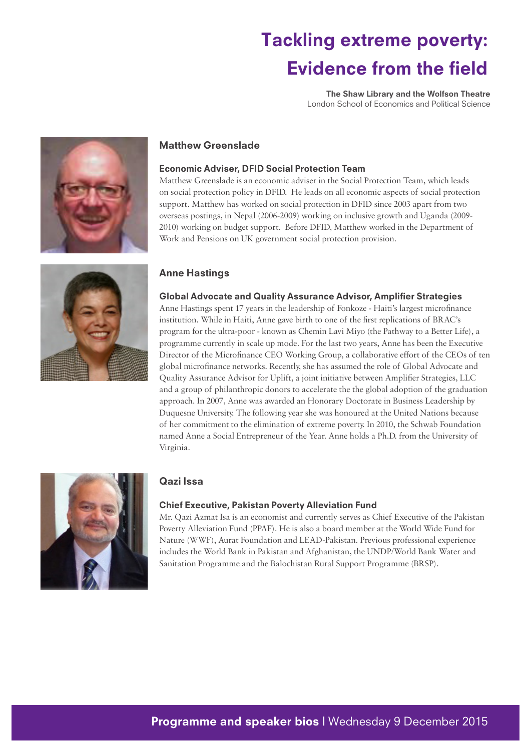# Tackling extreme poverty: Evidence from the field

**The Shaw Library and the Wolfson Theatre**
London School of Economics and Political Science

## Matthew Greenslade

### Economic Adviser, DFID Social Protection Team

Matthew Greenslade is an economic adviser in the Social Protection Team, which leads on social protection policy in DFID. He leads on all economic aspects of social protection support. Matthew has worked on social protection in DFID since 2003 apart from two overseas postings, in Nepal (2006-2009) working on inclusive growth and Uganda (2009-2010) working on budget support. Before DFID, Matthew worked in the Department of Work and Pensions on UK government social protection provision.

## Anne Hastings

### Global Advocate and Quality Assurance Advisor, Amplifier Strategies

Anne Hastings spent 17 years in the leadership of Fonkoze - Haiti's largest microfinance institution. While in Haiti, Anne gave birth to one of the first replications of BRAC's program for the ultra-poor - known as Chemin Lavi Miyo (the Pathway to a Better Life), a programme currently in scale up mode. For the last two years, Anne has been the Executive Director of the Microfinance CEO Working Group, a collaborative effort of the CEOs of ten global microfinance networks. Recently, she has assumed the role of Global Advocate and Quality Assurance Advisor for Uplift, a joint initiative between Amplifier Strategies, LLC and a group of philanthropic donors to accelerate the the global adoption of the graduation approach. In 2007, Anne was awarded an Honorary Doctorate in Business Leadership by Duquesne University. The following year she was honoured at the United Nations because of her commitment to the elimination of extreme poverty. In 2010, the Schwab Foundation named Anne a Social Entrepreneur of the Year. Anne holds a Ph.D. from the University of Virginia.

## Qazi Issa

### Chief Executive, Pakistan Poverty Alleviation Fund

Mr. Qazi Azmat Isa is an economist and currently serves as Chief Executive of the Pakistan Poverty Alleviation Fund (PPAF). He is also a board member at the World Wide Fund for Nature (WWF), Aurat Foundation and LEAD-Pakistan. Previous professional experience includes the World Bank in Pakistan and Afghanistan, the UNDP/World Bank Water and Sanitation Programme and the Balochistan Rural Support Programme (BRSP).

**Programme and speaker bios** | Wednesday 9 December 2015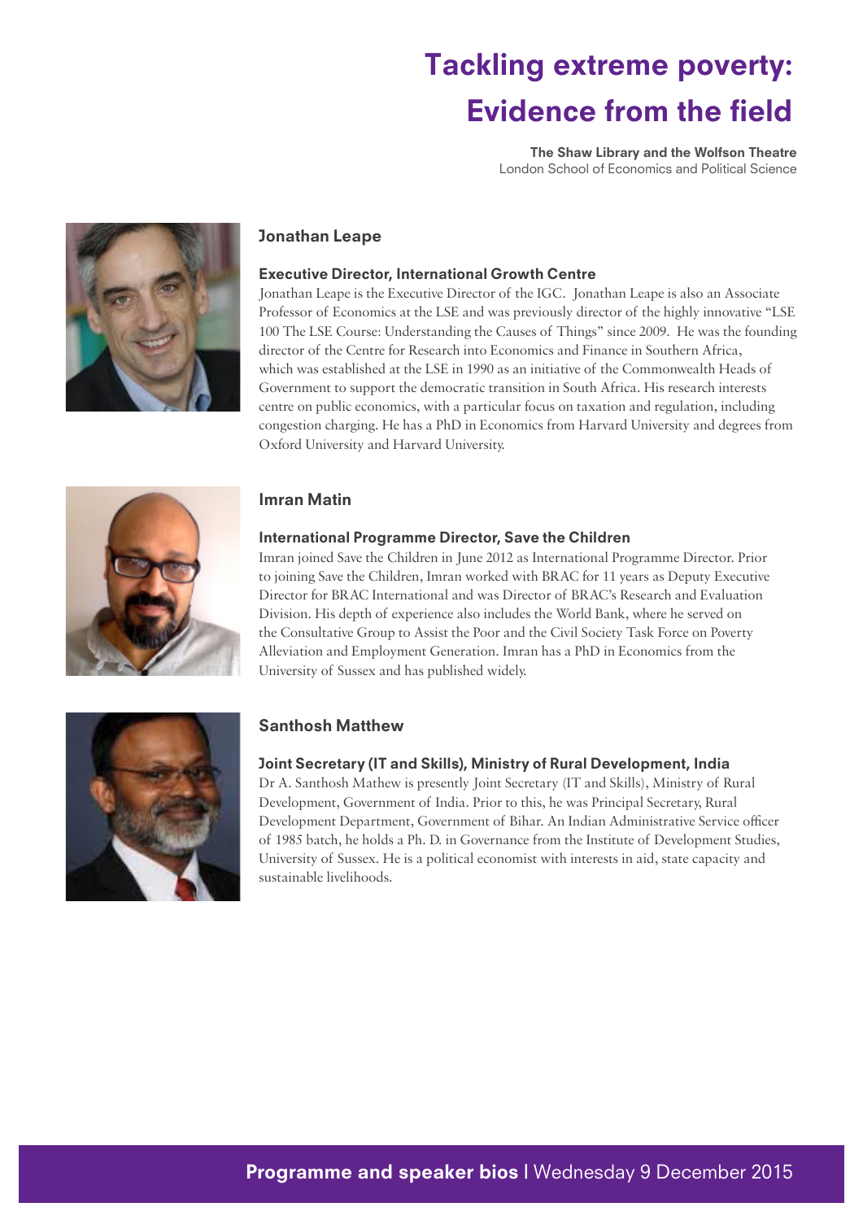# Tackling extreme poverty: Evidence from the field

**The Shaw Library and the Wolfson Theatre**
London School of Economics and Political Science

## Jonathan Leape

### Executive Director, International Growth Centre

Jonathan Leape is the Executive Director of the IGC. Jonathan Leape is also an Associate Professor of Economics at the LSE and was previously director of the highly innovative "LSE 100 The LSE Course: Understanding the Causes of Things" since 2009. He was the founding director of the Centre for Research into Economics and Finance in Southern Africa, which was established at the LSE in 1990 as an initiative of the Commonwealth Heads of Government to support the democratic transition in South Africa. His research interests centre on public economics, with a particular focus on taxation and regulation, including congestion charging. He has a PhD in Economics from Harvard University and degrees from Oxford University and Harvard University.

## Imran Matin

### International Programme Director, Save the Children

Imran joined Save the Children in June 2012 as International Programme Director. Prior to joining Save the Children, Imran worked with BRAC for 11 years as Deputy Executive Director for BRAC International and was Director of BRAC's Research and Evaluation Division. His depth of experience also includes the World Bank, where he served on the Consultative Group to Assist the Poor and the Civil Society Task Force on Poverty Alleviation and Employment Generation. Imran has a PhD in Economics from the University of Sussex and has published widely.

## Santhosh Matthew

### Joint Secretary (IT and Skills), Ministry of Rural Development, India

Dr A. Santhosh Mathew is presently Joint Secretary (IT and Skills), Ministry of Rural Development, Government of India. Prior to this, he was Principal Secretary, Rural Development Department, Government of Bihar. An Indian Administrative Service officer of 1985 batch, he holds a Ph. D. in Governance from the Institute of Development Studies, University of Sussex. He is a political economist with interests in aid, state capacity and sustainable livelihoods.

**Programme and speaker bios** | Wednesday 9 December 2015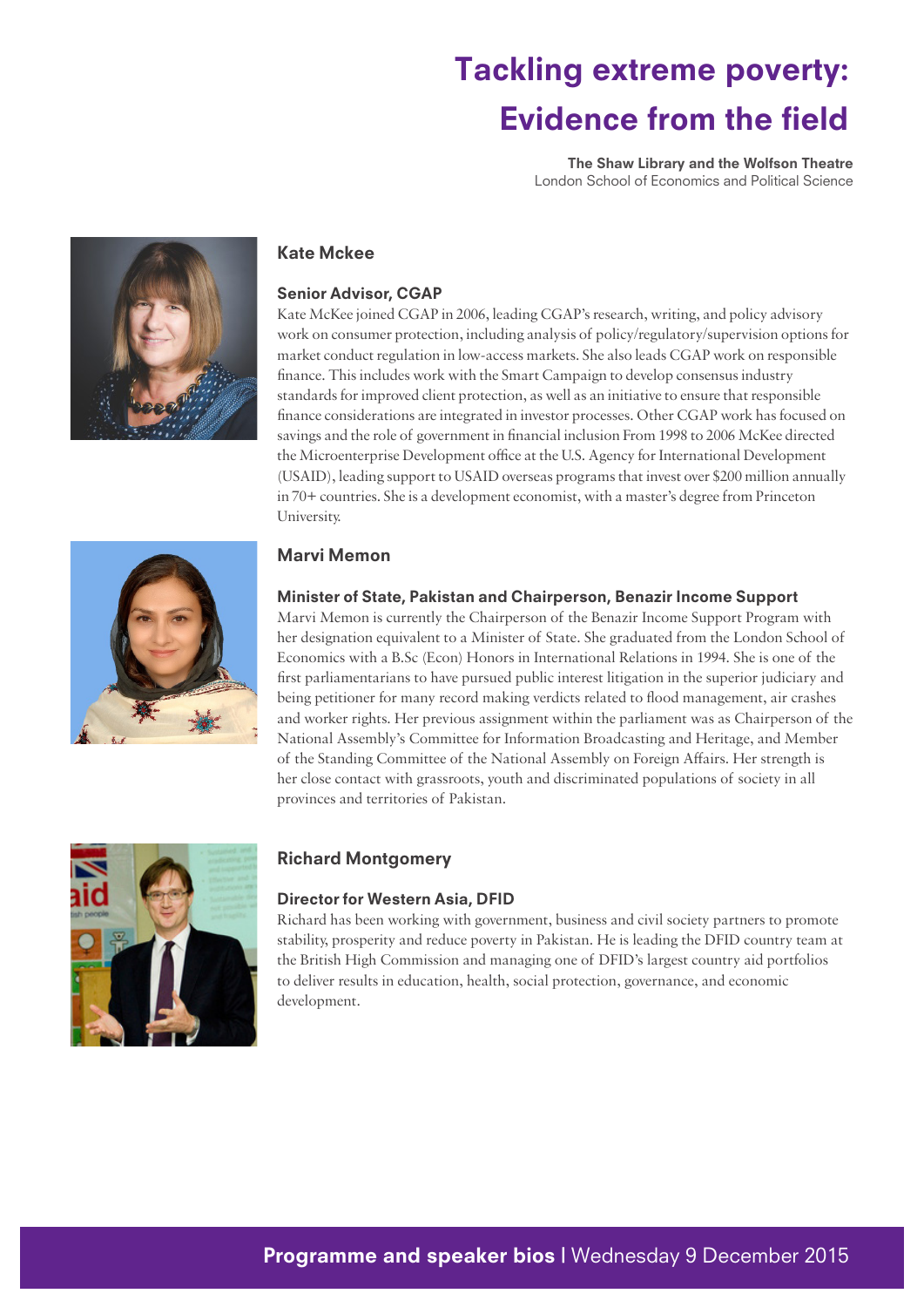# Tackling extreme poverty: Evidence from the field

**The Shaw Library and the Wolfson Theatre**
London School of Economics and Political Science

## Kate Mckee

### Senior Advisor, CGAP

Kate McKee joined CGAP in 2006, leading CGAP's research, writing, and policy advisory work on consumer protection, including analysis of policy/regulatory/supervision options for market conduct regulation in low-access markets. She also leads CGAP work on responsible finance. This includes work with the Smart Campaign to develop consensus industry standards for improved client protection, as well as an initiative to ensure that responsible finance considerations are integrated in investor processes. Other CGAP work has focused on savings and the role of government in financial inclusion From 1998 to 2006 McKee directed the Microenterprise Development office at the U.S. Agency for International Development (USAID), leading support to USAID overseas programs that invest over $200 million annually in 70+ countries. She is a development economist, with a master's degree from Princeton University.

## Marvi Memon

### Minister of State, Pakistan and Chairperson, Benazir Income Support

Marvi Memon is currently the Chairperson of the Benazir Income Support Program with her designation equivalent to a Minister of State. She graduated from the London School of Economics with a B.Sc (Econ) Honors in International Relations in 1994. She is one of the first parliamentarians to have pursued public interest litigation in the superior judiciary and being petitioner for many record making verdicts related to flood management, air crashes and worker rights. Her previous assignment within the parliament was as Chairperson of the National Assembly's Committee for Information Broadcasting and Heritage, and Member of the Standing Committee of the National Assembly on Foreign Affairs. Her strength is her close contact with grassroots, youth and discriminated populations of society in all provinces and territories of Pakistan.

## Richard Montgomery

### Director for Western Asia, DFID

Richard has been working with government, business and civil society partners to promote stability, prosperity and reduce poverty in Pakistan. He is leading the DFID country team at the British High Commission and managing one of DFID's largest country aid portfolios to deliver results in education, health, social protection, governance, and economic development.

**Programme and speaker bios** | Wednesday 9 December 2015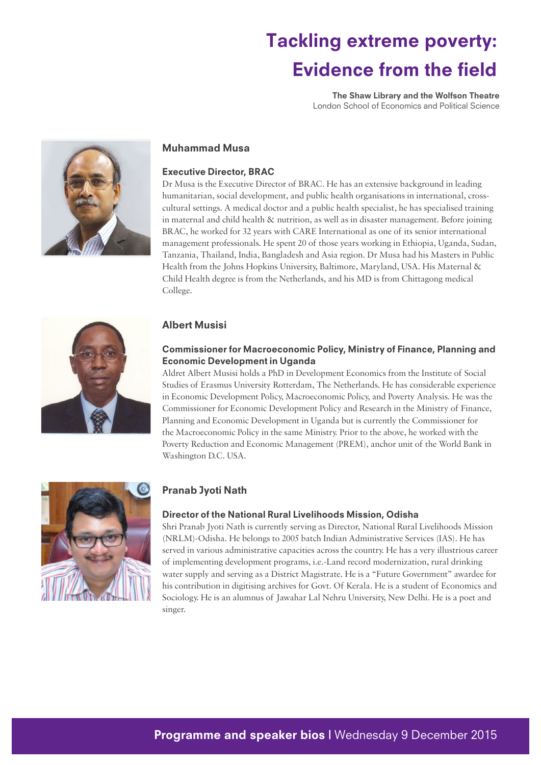# Tackling extreme poverty: Evidence from the field

**The Shaw Library and the Wolfson Theatre**
London School of Economics and Political Science

## Muhammad Musa

### Executive Director, BRAC

Dr Musa is the Executive Director of BRAC. He has an extensive background in leading humanitarian, social development, and public health organisations in international, cross-cultural settings. A medical doctor and a public health specialist, he has specialised training in maternal and child health & nutrition, as well as in disaster management. Before joining BRAC, he worked for 32 years with CARE International as one of its senior international management professionals. He spent 20 of those years working in Ethiopia, Uganda, Sudan, Tanzania, Thailand, India, Bangladesh and Asia region. Dr Musa had his Masters in Public Health from the Johns Hopkins University, Baltimore, Maryland, USA. His Maternal & Child Health degree is from the Netherlands, and his MD is from Chittagong medical College.

## Albert Musisi

### Commissioner for Macroeconomic Policy, Ministry of Finance, Planning and Economic Development in Uganda

Aldret Albert Musisi holds a PhD in Development Economics from the Institute of Social Studies of Erasmus University Rotterdam, The Netherlands. He has considerable experience in Economic Development Policy, Macroeconomic Policy, and Poverty Analysis. He was the Commissioner for Economic Development Policy and Research in the Ministry of Finance, Planning and Economic Development in Uganda but is currently the Commissioner for the Macroeconomic Policy in the same Ministry. Prior to the above, he worked with the Poverty Reduction and Economic Management (PREM), anchor unit of the World Bank in Washington D.C. USA.

## Pranab Jyoti Nath

### Director of the National Rural Livelihoods Mission, Odisha

Shri Pranab Jyoti Nath is currently serving as Director, National Rural Livelihoods Mission (NRLM)-Odisha. He belongs to 2005 batch Indian Administrative Services (IAS). He has served in various administrative capacities across the country. He has a very illustrious career of implementing development programs, i.e.-Land record modernization, rural drinking water supply and serving as a District Magistrate. He is a "Future Government" awardee for his contribution in digitising archives for Govt. Of Kerala. He is a student of Economics and Sociology. He is an alumnus of Jawahar Lal Nehru University, New Delhi. He is a poet and singer.

**Programme and speaker bios** | Wednesday 9 December 2015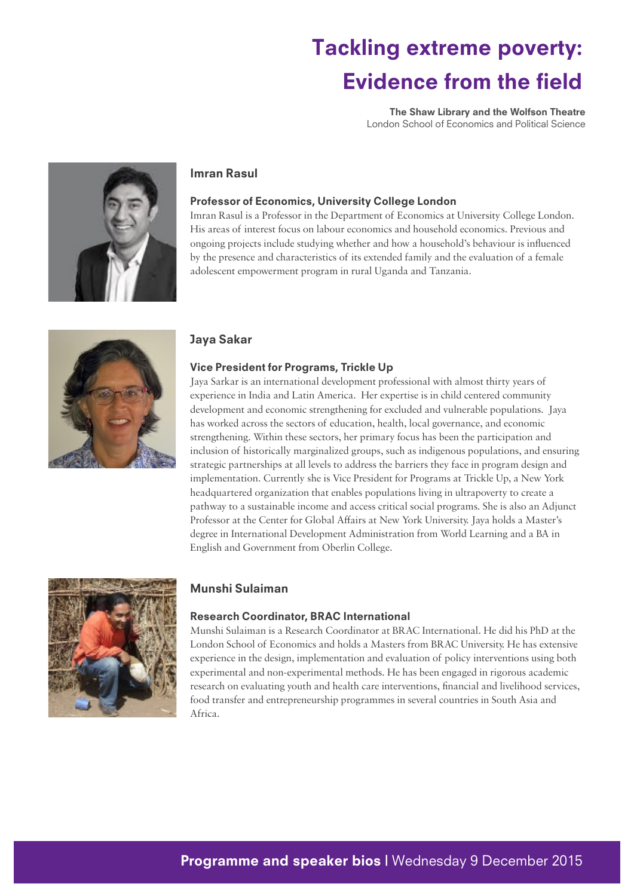# Tackling extreme poverty: Evidence from the field

**The Shaw Library and the Wolfson Theatre**
London School of Economics and Political Science

## Imran Rasul

### Professor of Economics, University College London

Imran Rasul is a Professor in the Department of Economics at University College London. His areas of interest focus on labour economics and household economics. Previous and ongoing projects include studying whether and how a household's behaviour is influenced by the presence and characteristics of its extended family and the evaluation of a female adolescent empowerment program in rural Uganda and Tanzania.

## Jaya Sakar

### Vice President for Programs, Trickle Up

Jaya Sarkar is an international development professional with almost thirty years of experience in India and Latin America. Her expertise is in child centered community development and economic strengthening for excluded and vulnerable populations. Jaya has worked across the sectors of education, health, local governance, and economic strengthening. Within these sectors, her primary focus has been the participation and inclusion of historically marginalized groups, such as indigenous populations, and ensuring strategic partnerships at all levels to address the barriers they face in program design and implementation. Currently she is Vice President for Programs at Trickle Up, a New York headquartered organization that enables populations living in ultrapoverty to create a pathway to a sustainable income and access critical social programs. She is also an Adjunct Professor at the Center for Global Affairs at New York University. Jaya holds a Master's degree in International Development Administration from World Learning and a BA in English and Government from Oberlin College.

## Munshi Sulaiman

### Research Coordinator, BRAC International

Munshi Sulaiman is a Research Coordinator at BRAC International. He did his PhD at the London School of Economics and holds a Masters from BRAC University. He has extensive experience in the design, implementation and evaluation of policy interventions using both experimental and non-experimental methods. He has been engaged in rigorous academic research on evaluating youth and health care interventions, financial and livelihood services, food transfer and entrepreneurship programmes in several countries in South Asia and Africa.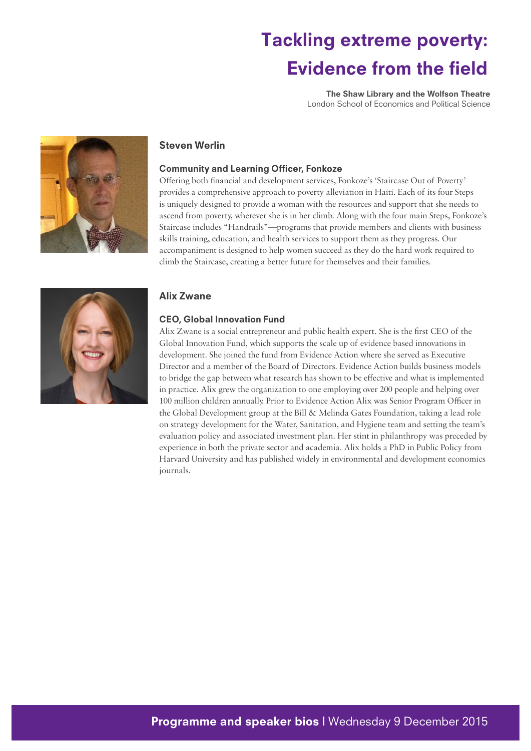# Tackling extreme poverty: Evidence from the field

**The Shaw Library and the Wolfson Theatre**
London School of Economics and Political Science

## Steven Werlin

### Community and Learning Officer, Fonkoze

Offering both financial and development services, Fonkoze's 'Staircase Out of Poverty' provides a comprehensive approach to poverty alleviation in Haiti. Each of its four Steps is uniquely designed to provide a woman with the resources and support that she needs to ascend from poverty, wherever she is in her climb. Along with the four main Steps, Fonkoze's Staircase includes "Handrails"—programs that provide members and clients with business skills training, education, and health services to support them as they progress. Our accompaniment is designed to help women succeed as they do the hard work required to climb the Staircase, creating a better future for themselves and their families.

## Alix Zwane

### CEO, Global Innovation Fund

Alix Zwane is a social entrepreneur and public health expert. She is the first CEO of the Global Innovation Fund, which supports the scale up of evidence based innovations in development. She joined the fund from Evidence Action where she served as Executive Director and a member of the Board of Directors. Evidence Action builds business models to bridge the gap between what research has shown to be effective and what is implemented in practice. Alix grew the organization to one employing over 200 people and helping over 100 million children annually. Prior to Evidence Action Alix was Senior Program Officer in the Global Development group at the Bill & Melinda Gates Foundation, taking a lead role on strategy development for the Water, Sanitation, and Hygiene team and setting the team's evaluation policy and associated investment plan. Her stint in philanthropy was preceded by experience in both the private sector and academia. Alix holds a PhD in Public Policy from Harvard University and has published widely in environmental and development economics journals.